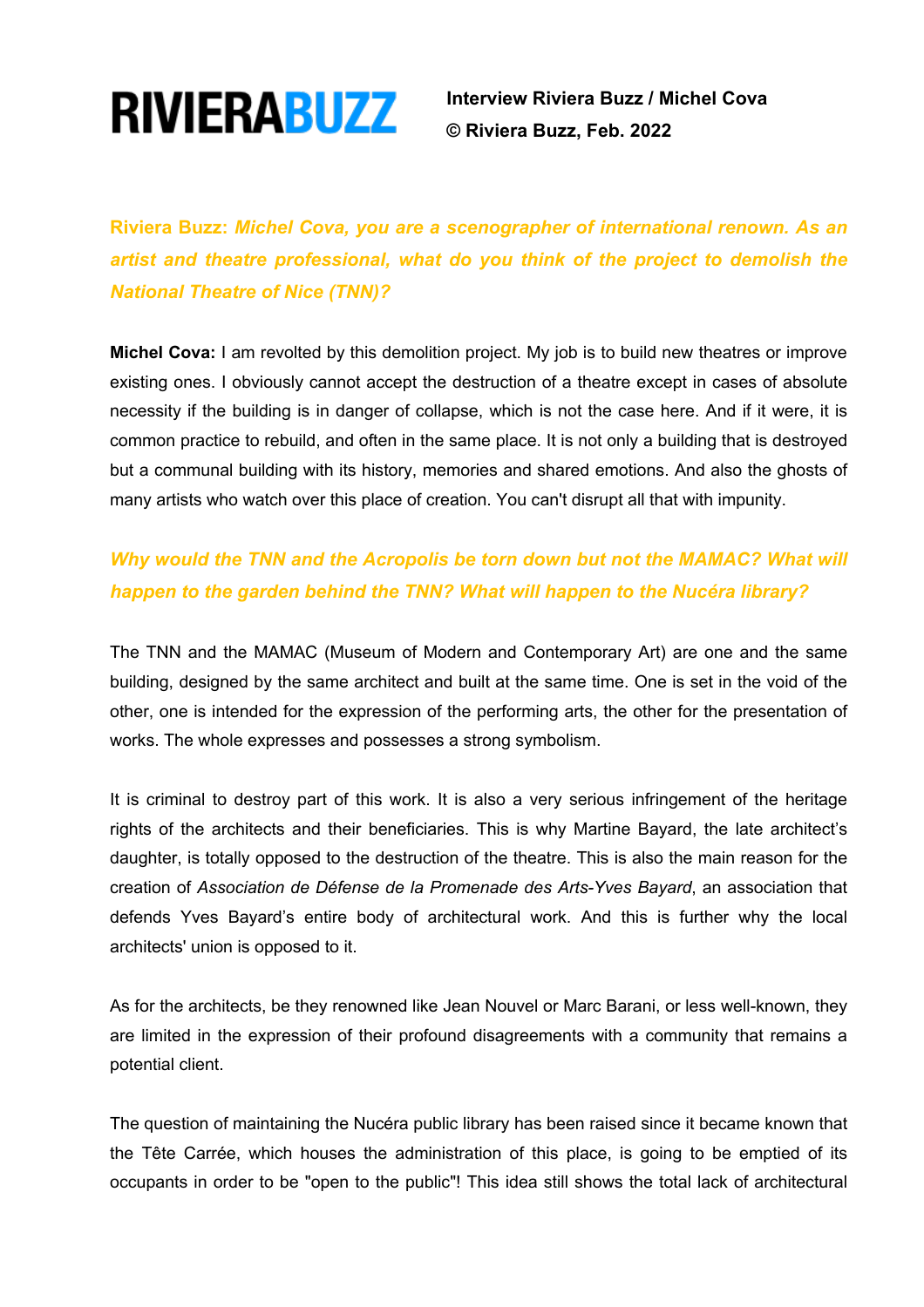**RIVIERABUZZ**

**Interview Riviera Buzz / Michel Cova**
**© Riviera Buzz, Feb. 2022**

**Riviera Buzz:** ***Michel Cova, you are a scenographer of international renown. As an artist and theatre professional, what do you think of the project to demolish the National Theatre of Nice (TNN)?***

**Michel Cova:** I am revolted by this demolition project. My job is to build new theatres or improve existing ones. I obviously cannot accept the destruction of a theatre except in cases of absolute necessity if the building is in danger of collapse, which is not the case here. And if it were, it is common practice to rebuild, and often in the same place. It is not only a building that is destroyed but a communal building with its history, memories and shared emotions. And also the ghosts of many artists who watch over this place of creation. You can't disrupt all that with impunity.

***Why would the TNN and the Acropolis be torn down but not the MAMAC? What will happen to the garden behind the TNN? What will happen to the Nucéra library?***

The TNN and the MAMAC (Museum of Modern and Contemporary Art) are one and the same building, designed by the same architect and built at the same time. One is set in the void of the other, one is intended for the expression of the performing arts, the other for the presentation of works. The whole expresses and possesses a strong symbolism.

It is criminal to destroy part of this work. It is also a very serious infringement of the heritage rights of the architects and their beneficiaries. This is why Martine Bayard, the late architect's daughter, is totally opposed to the destruction of the theatre. This is also the main reason for the creation of *Association de Défense de la Promenade des Arts-Yves Bayard*, an association that defends Yves Bayard's entire body of architectural work. And this is further why the local architects' union is opposed to it.

As for the architects, be they renowned like Jean Nouvel or Marc Barani, or less well-known, they are limited in the expression of their profound disagreements with a community that remains a potential client.

The question of maintaining the Nucéra public library has been raised since it became known that the Tête Carrée, which houses the administration of this place, is going to be emptied of its occupants in order to be "open to the public"! This idea still shows the total lack of architectural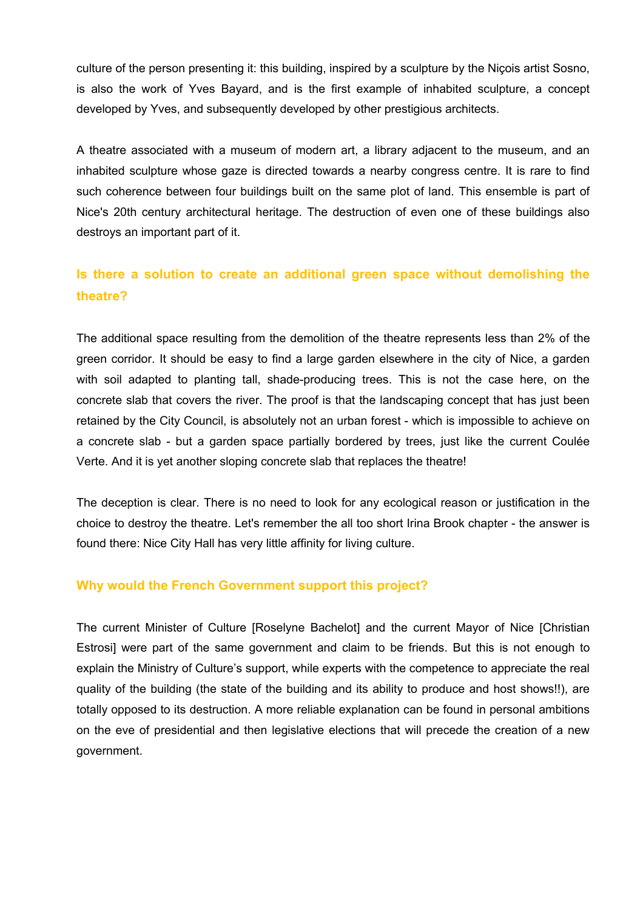culture of the person presenting it: this building, inspired by a sculpture by the Niçois artist Sosno, is also the work of Yves Bayard, and is the first example of inhabited sculpture, a concept developed by Yves, and subsequently developed by other prestigious architects.

A theatre associated with a museum of modern art, a library adjacent to the museum, and an inhabited sculpture whose gaze is directed towards a nearby congress centre. It is rare to find such coherence between four buildings built on the same plot of land. This ensemble is part of Nice's 20th century architectural heritage. The destruction of even one of these buildings also destroys an important part of it.

### Is there a solution to create an additional green space without demolishing the theatre?

The additional space resulting from the demolition of the theatre represents less than 2% of the green corridor. It should be easy to find a large garden elsewhere in the city of Nice, a garden with soil adapted to planting tall, shade-producing trees. This is not the case here, on the concrete slab that covers the river. The proof is that the landscaping concept that has just been retained by the City Council, is absolutely not an urban forest - which is impossible to achieve on a concrete slab - but a garden space partially bordered by trees, just like the current Coulée Verte. And it is yet another sloping concrete slab that replaces the theatre!

The deception is clear. There is no need to look for any ecological reason or justification in the choice to destroy the theatre. Let's remember the all too short Irina Brook chapter - the answer is found there: Nice City Hall has very little affinity for living culture.

### Why would the French Government support this project?

The current Minister of Culture [Roselyne Bachelot] and the current Mayor of Nice [Christian Estrosi] were part of the same government and claim to be friends. But this is not enough to explain the Ministry of Culture's support, while experts with the competence to appreciate the real quality of the building (the state of the building and its ability to produce and host shows!!), are totally opposed to its destruction. A more reliable explanation can be found in personal ambitions on the eve of presidential and then legislative elections that will precede the creation of a new government.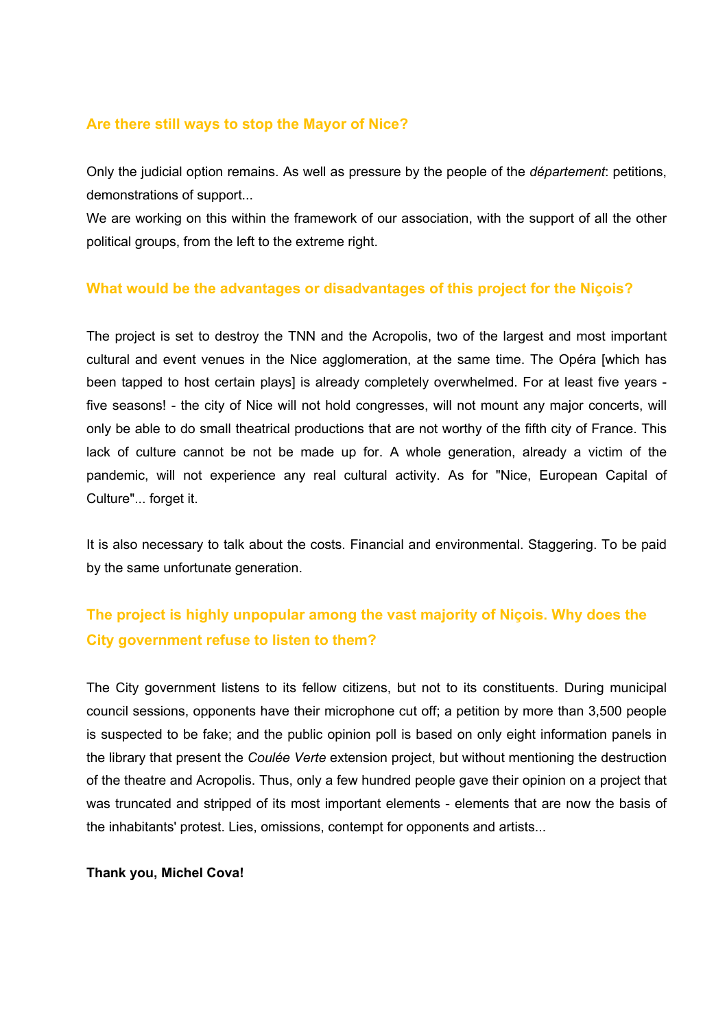### Are there still ways to stop the Mayor of Nice?

Only the judicial option remains. As well as pressure by the people of the *département*: petitions, demonstrations of support...
We are working on this within the framework of our association, with the support of all the other political groups, from the left to the extreme right.

### What would be the advantages or disadvantages of this project for the Niçois?

The project is set to destroy the TNN and the Acropolis, two of the largest and most important cultural and event venues in the Nice agglomeration, at the same time. The Opéra [which has been tapped to host certain plays] is already completely overwhelmed. For at least five years - five seasons! - the city of Nice will not hold congresses, will not mount any major concerts, will only be able to do small theatrical productions that are not worthy of the fifth city of France. This lack of culture cannot be not be made up for. A whole generation, already a victim of the pandemic, will not experience any real cultural activity. As for "Nice, European Capital of Culture"... forget it.

It is also necessary to talk about the costs. Financial and environmental. Staggering. To be paid by the same unfortunate generation.

### The project is highly unpopular among the vast majority of Niçois. Why does the City government refuse to listen to them?

The City government listens to its fellow citizens, but not to its constituents. During municipal council sessions, opponents have their microphone cut off; a petition by more than 3,500 people is suspected to be fake; and the public opinion poll is based on only eight information panels in the library that present the *Coulée Verte* extension project, but without mentioning the destruction of the theatre and Acropolis. Thus, only a few hundred people gave their opinion on a project that was truncated and stripped of its most important elements - elements that are now the basis of the inhabitants' protest. Lies, omissions, contempt for opponents and artists...

**Thank you, Michel Cova!**